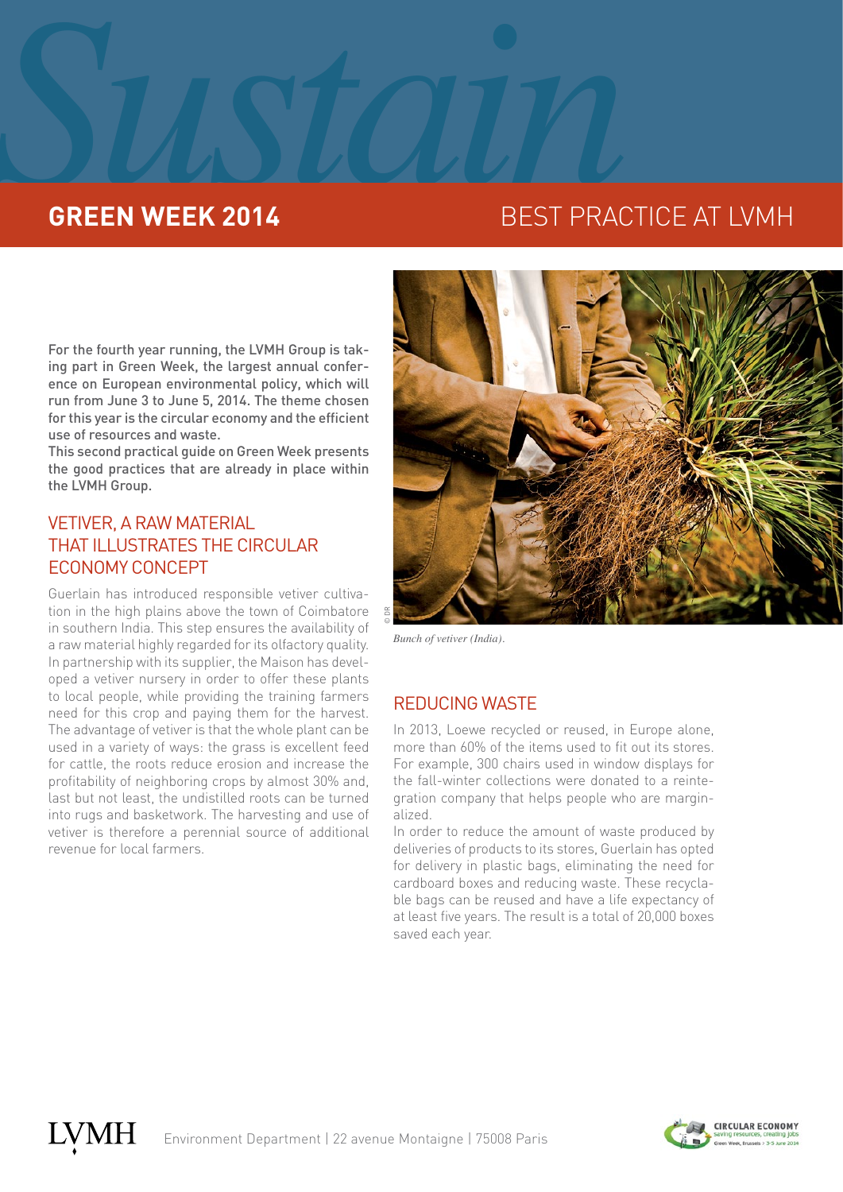# Sustain

## GREEN WEEK 2014 — BEST PRACTICE AT LVMH

For the fourth year running, the LVMH Group is taking part in Green Week, the largest annual conference on European environmental policy, which will run from June 3 to June 5, 2014. The theme chosen for this year is the circular economy and the efficient use of resources and waste.

This second practical guide on Green Week presents the good practices that are already in place within the LVMH Group.

### VETIVER, A RAW MATERIAL THAT ILLUSTRATES THE CIRCULAR ECONOMY CONCEPT

Guerlain has introduced responsible vetiver cultivation in the high plains above the town of Coimbatore in southern India. This step ensures the availability of a raw material highly regarded for its olfactory quality. In partnership with its supplier, the Maison has developed a vetiver nursery in order to offer these plants to local people, while providing the training farmers need for this crop and paying them for the harvest. The advantage of vetiver is that the whole plant can be used in a variety of ways: the grass is excellent feed for cattle, the roots reduce erosion and increase the profitability of neighboring crops by almost 30% and, last but not least, the undistilled roots can be turned into rugs and basketwork. The harvesting and use of vetiver is therefore a perennial source of additional revenue for local farmers.

*Bunch of vetiver (India).*

### REDUCING WASTE

In 2013, Loewe recycled or reused, in Europe alone, more than 60% of the items used to fit out its stores. For example, 300 chairs used in window displays for the fall-winter collections were donated to a reintegration company that helps people who are marginalized.

In order to reduce the amount of waste produced by deliveries of products to its stores, Guerlain has opted for delivery in plastic bags, eliminating the need for cardboard boxes and reducing waste. These recyclable bags can be reused and have a life expectancy of at least five years. The result is a total of 20,000 boxes saved each year.

LVMH Environment Department | 22 avenue Montaigne | 75008 Paris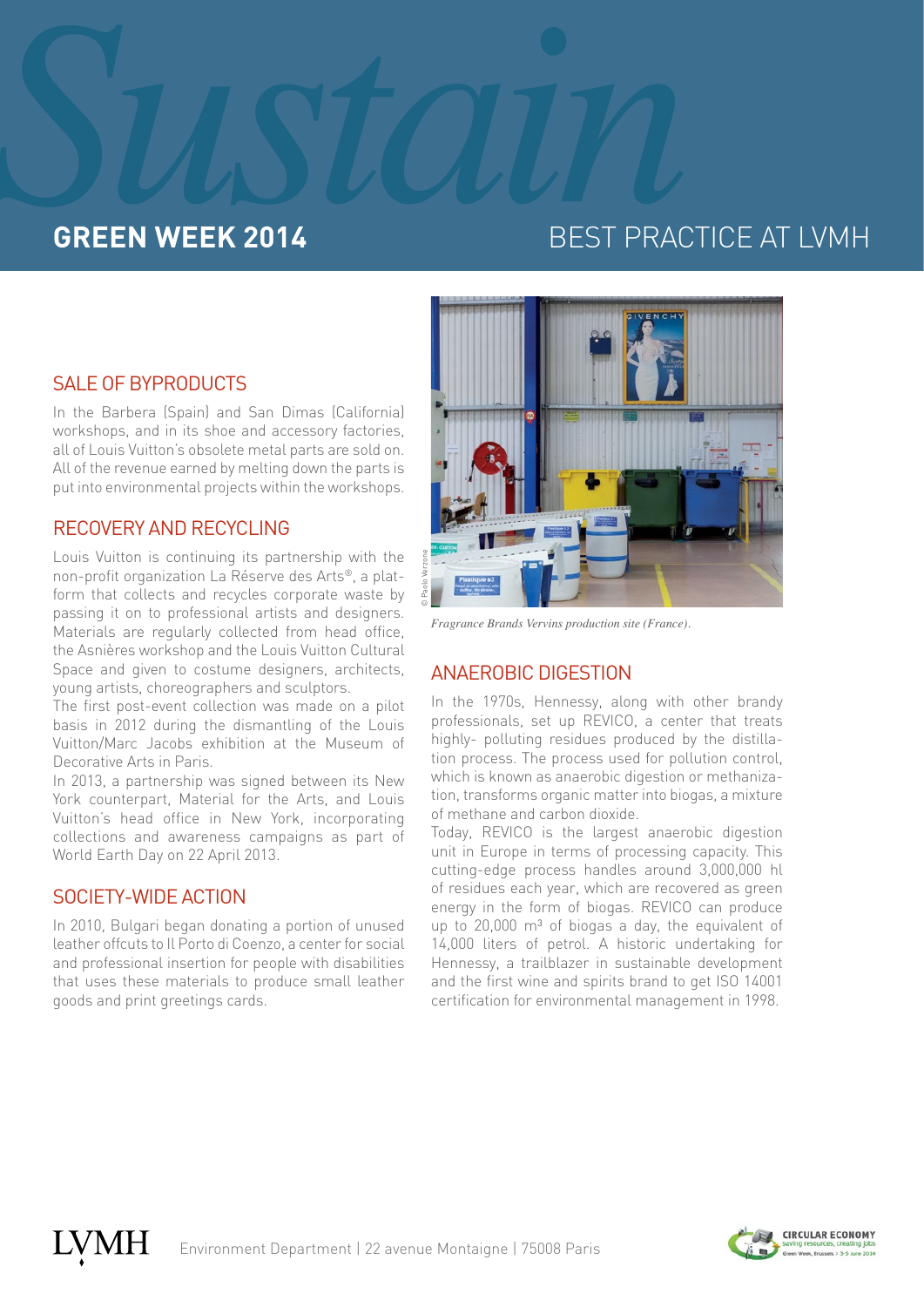# GREEN WEEK 2014

## BEST PRACTICE AT LVMH

### SALE OF BYPRODUCTS

In the Barbera (Spain) and San Dimas (California) workshops, and in its shoe and accessory factories, all of Louis Vuitton's obsolete metal parts are sold on. All of the revenue earned by melting down the parts is put into environmental projects within the workshops.

### RECOVERY AND RECYCLING

Louis Vuitton is continuing its partnership with the non-profit organization La Réserve des Arts®, a platform that collects and recycles corporate waste by passing it on to professional artists and designers. Materials are regularly collected from head office, the Asnières workshop and the Louis Vuitton Cultural Space and given to costume designers, architects, young artists, choreographers and sculptors.
The first post-event collection was made on a pilot basis in 2012 during the dismantling of the Louis Vuitton/Marc Jacobs exhibition at the Museum of Decorative Arts in Paris.
In 2013, a partnership was signed between its New York counterpart, Material for the Arts, and Louis Vuitton's head office in New York, incorporating collections and awareness campaigns as part of World Earth Day on 22 April 2013.

### SOCIETY-WIDE ACTION

In 2010, Bulgari began donating a portion of unused leather offcuts to Il Porto di Coenzo, a center for social and professional insertion for people with disabilities that uses these materials to produce small leather goods and print greetings cards.

© Paolo Verzone

*Fragrance Brands Vervins production site (France).*

### ANAEROBIC DIGESTION

In the 1970s, Hennessy, along with other brandy professionals, set up REVICO, a center that treats highly- polluting residues produced by the distillation process. The process used for pollution control, which is known as anaerobic digestion or methanization, transforms organic matter into biogas, a mixture of methane and carbon dioxide.
Today, REVICO is the largest anaerobic digestion unit in Europe in terms of processing capacity. This cutting-edge process handles around 3,000,000 hl of residues each year, which are recovered as green energy in the form of biogas. REVICO can produce up to 20,000 m³ of biogas a day, the equivalent of 14,000 liters of petrol. A historic undertaking for Hennessy, a trailblazer in sustainable development and the first wine and spirits brand to get ISO 14001 certification for environmental management in 1998.

LVMH Environment Department | 22 avenue Montaigne | 75008 Paris